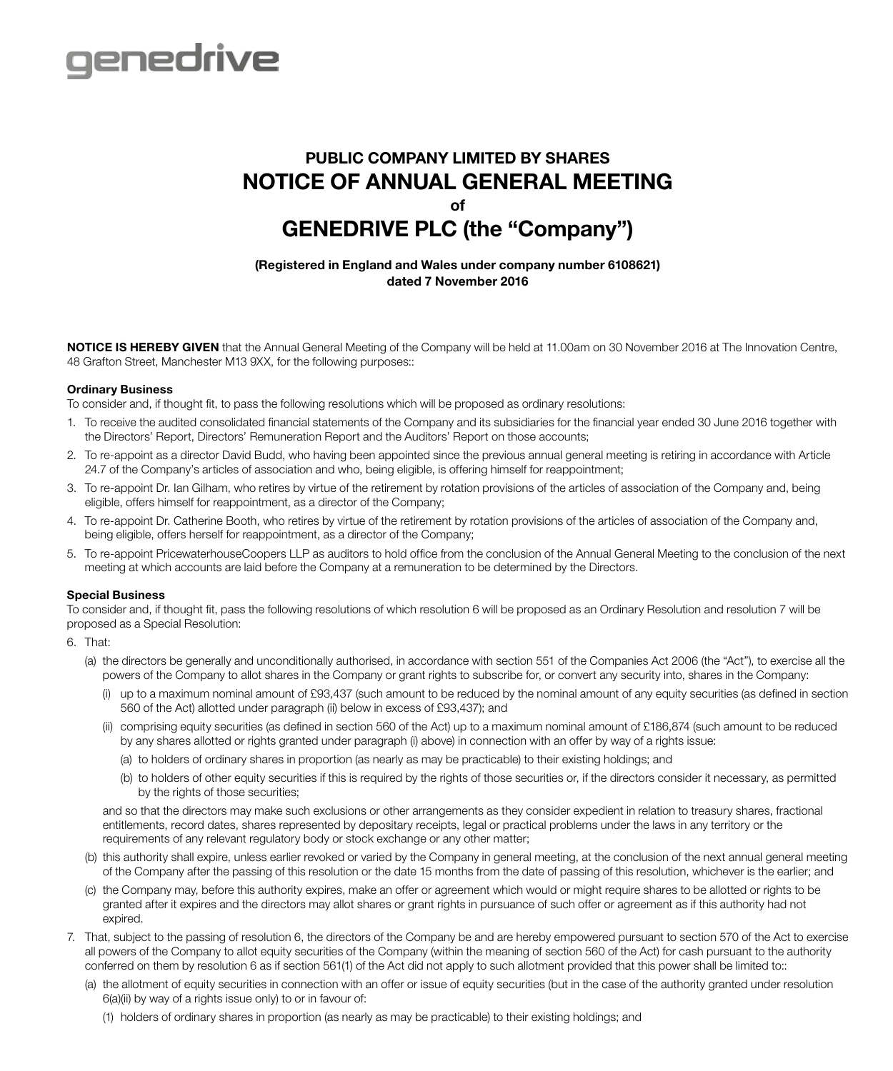genedrive

# PUBLIC COMPANY LIMITED BY SHARES
# NOTICE OF ANNUAL GENERAL MEETING
**of**
# GENEDRIVE PLC (the "Company")

**(Registered in England and Wales under company number 6108621)**
**dated 7 November 2016**

**NOTICE IS HEREBY GIVEN** that the Annual General Meeting of the Company will be held at 11.00am on 30 November 2016 at The Innovation Centre, 48 Grafton Street, Manchester M13 9XX, for the following purposes::

### Ordinary Business

To consider and, if thought fit, to pass the following resolutions which will be proposed as ordinary resolutions:

1. To receive the audited consolidated financial statements of the Company and its subsidiaries for the financial year ended 30 June 2016 together with the Directors' Report, Directors' Remuneration Report and the Auditors' Report on those accounts;
2. To re-appoint as a director David Budd, who having been appointed since the previous annual general meeting is retiring in accordance with Article 24.7 of the Company's articles of association and who, being eligible, is offering himself for reappointment;
3. To re-appoint Dr. Ian Gilham, who retires by virtue of the retirement by rotation provisions of the articles of association of the Company and, being eligible, offers himself for reappointment, as a director of the Company;
4. To re-appoint Dr. Catherine Booth, who retires by virtue of the retirement by rotation provisions of the articles of association of the Company and, being eligible, offers herself for reappointment, as a director of the Company;
5. To re-appoint PricewaterhouseCoopers LLP as auditors to hold office from the conclusion of the Annual General Meeting to the conclusion of the next meeting at which accounts are laid before the Company at a remuneration to be determined by the Directors.

### Special Business

To consider and, if thought fit, pass the following resolutions of which resolution 6 will be proposed as an Ordinary Resolution and resolution 7 will be proposed as a Special Resolution:

6. That:
   (a) the directors be generally and unconditionally authorised, in accordance with section 551 of the Companies Act 2006 (the "Act"), to exercise all the powers of the Company to allot shares in the Company or grant rights to subscribe for, or convert any security into, shares in the Company:
      (i) up to a maximum nominal amount of £93,437 (such amount to be reduced by the nominal amount of any equity securities (as defined in section 560 of the Act) allotted under paragraph (ii) below in excess of £93,437); and
      (ii) comprising equity securities (as defined in section 560 of the Act) up to a maximum nominal amount of £186,874 (such amount to be reduced by any shares allotted or rights granted under paragraph (i) above) in connection with an offer by way of a rights issue:
         (a) to holders of ordinary shares in proportion (as nearly as may be practicable) to their existing holdings; and
         (b) to holders of other equity securities if this is required by the rights of those securities or, if the directors consider it necessary, as permitted by the rights of those securities;

   and so that the directors may make such exclusions or other arrangements as they consider expedient in relation to treasury shares, fractional entitlements, record dates, shares represented by depositary receipts, legal or practical problems under the laws in any territory or the requirements of any relevant regulatory body or stock exchange or any other matter;

   (b) this authority shall expire, unless earlier revoked or varied by the Company in general meeting, at the conclusion of the next annual general meeting of the Company after the passing of this resolution or the date 15 months from the date of passing of this resolution, whichever is the earlier; and
   (c) the Company may, before this authority expires, make an offer or agreement which would or might require shares to be allotted or rights to be granted after it expires and the directors may allot shares or grant rights in pursuance of such offer or agreement as if this authority had not expired.
7. That, subject to the passing of resolution 6, the directors of the Company be and are hereby empowered pursuant to section 570 of the Act to exercise all powers of the Company to allot equity securities of the Company (within the meaning of section 560 of the Act) for cash pursuant to the authority conferred on them by resolution 6 as if section 561(1) of the Act did not apply to such allotment provided that this power shall be limited to::
   (a) the allotment of equity securities in connection with an offer or issue of equity securities (but in the case of the authority granted under resolution 6(a)(ii) by way of a rights issue only) to or in favour of:
      (1) holders of ordinary shares in proportion (as nearly as may be practicable) to their existing holdings; and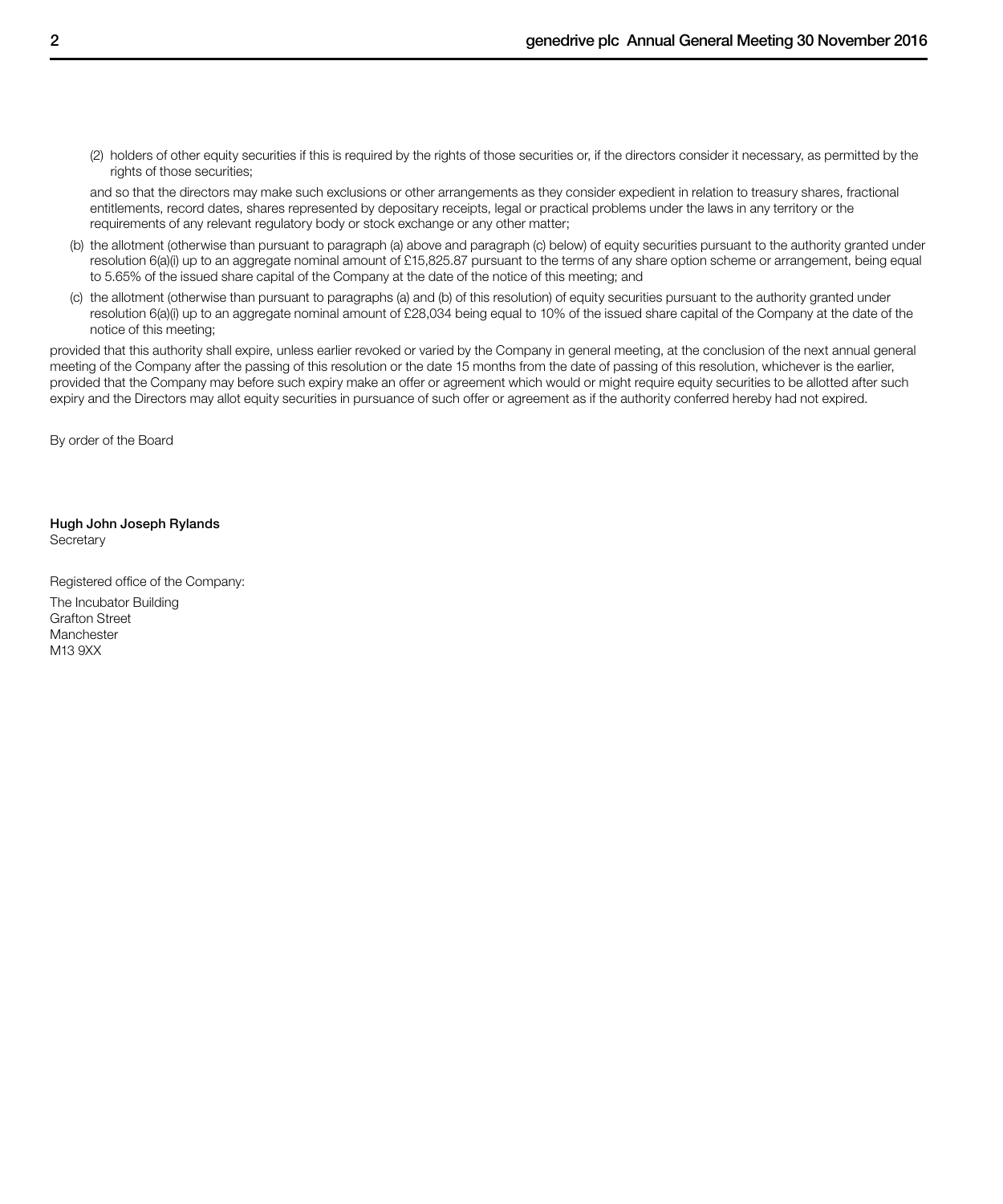(2) holders of other equity securities if this is required by the rights of those securities or, if the directors consider it necessary, as permitted by the rights of those securities;

and so that the directors may make such exclusions or other arrangements as they consider expedient in relation to treasury shares, fractional entitlements, record dates, shares represented by depositary receipts, legal or practical problems under the laws in any territory or the requirements of any relevant regulatory body or stock exchange or any other matter;

(b) the allotment (otherwise than pursuant to paragraph (a) above and paragraph (c) below) of equity securities pursuant to the authority granted under resolution 6(a)(i) up to an aggregate nominal amount of £15,825.87 pursuant to the terms of any share option scheme or arrangement, being equal to 5.65% of the issued share capital of the Company at the date of the notice of this meeting; and

(c) the allotment (otherwise than pursuant to paragraphs (a) and (b) of this resolution) of equity securities pursuant to the authority granted under resolution 6(a)(i) up to an aggregate nominal amount of £28,034 being equal to 10% of the issued share capital of the Company at the date of the notice of this meeting;

provided that this authority shall expire, unless earlier revoked or varied by the Company in general meeting, at the conclusion of the next annual general meeting of the Company after the passing of this resolution or the date 15 months from the date of passing of this resolution, whichever is the earlier, provided that the Company may before such expiry make an offer or agreement which would or might require equity securities to be allotted after such expiry and the Directors may allot equity securities in pursuance of such offer or agreement as if the authority conferred hereby had not expired.

By order of the Board

**Hugh John Joseph Rylands**
Secretary

Registered office of the Company:

The Incubator Building
Grafton Street
Manchester
M13 9XX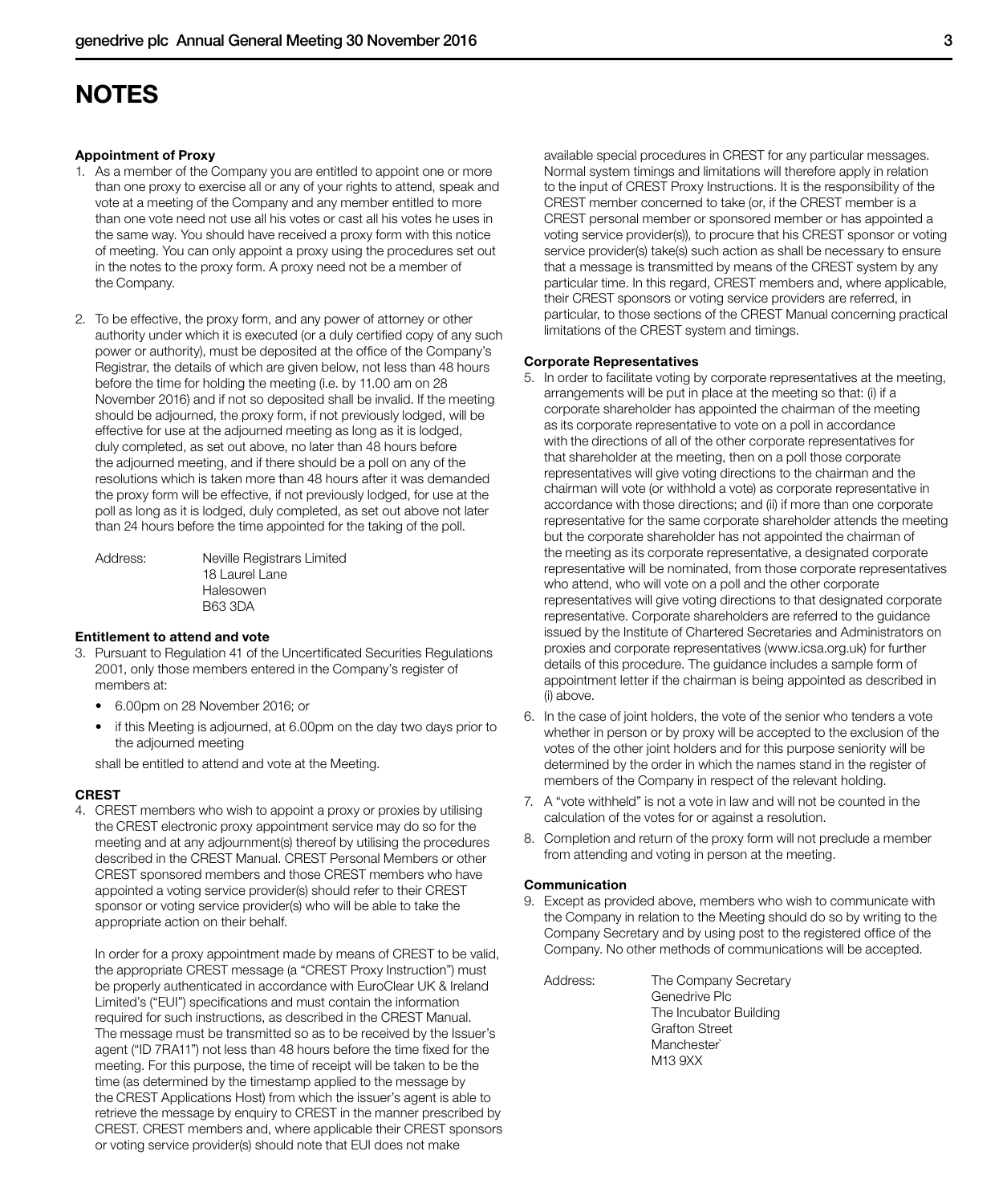# NOTES

**Appointment of Proxy**

1. As a member of the Company you are entitled to appoint one or more than one proxy to exercise all or any of your rights to attend, speak and vote at a meeting of the Company and any member entitled to more than one vote need not use all his votes or cast all his votes he uses in the same way. You should have received a proxy form with this notice of meeting. You can only appoint a proxy using the procedures set out in the notes to the proxy form. A proxy need not be a member of the Company.

2. To be effective, the proxy form, and any power of attorney or other authority under which it is executed (or a duly certified copy of any such power or authority), must be deposited at the office of the Company's Registrar, the details of which are given below, not less than 48 hours before the time for holding the meeting (i.e. by 11.00 am on 28 November 2016) and if not so deposited shall be invalid. If the meeting should be adjourned, the proxy form, if not previously lodged, will be effective for use at the adjourned meeting as long as it is lodged, duly completed, as set out above, no later than 48 hours before the adjourned meeting, and if there should be a poll on any of the resolutions which is taken more than 48 hours after it was demanded the proxy form will be effective, if not previously lodged, for use at the poll as long as it is lodged, duly completed, as set out above not later than 24 hours before the time appointed for the taking of the poll.

   Address: Neville Registrars Limited
   18 Laurel Lane
   Halesowen
   B63 3DA

**Entitlement to attend and vote**

3. Pursuant to Regulation 41 of the Uncertificated Securities Regulations 2001, only those members entered in the Company's register of members at:

   - 6.00pm on 28 November 2016; or
   - if this Meeting is adjourned, at 6.00pm on the day two days prior to the adjourned meeting

   shall be entitled to attend and vote at the Meeting.

**CREST**

4. CREST members who wish to appoint a proxy or proxies by utilising the CREST electronic proxy appointment service may do so for the meeting and at any adjournment(s) thereof by utilising the procedures described in the CREST Manual. CREST Personal Members or other CREST sponsored members and those CREST members who have appointed a voting service provider(s) should refer to their CREST sponsor or voting service provider(s) who will be able to take the appropriate action on their behalf.

   In order for a proxy appointment made by means of CREST to be valid, the appropriate CREST message (a "CREST Proxy Instruction") must be properly authenticated in accordance with EuroClear UK & Ireland Limited's ("EUI") specifications and must contain the information required for such instructions, as described in the CREST Manual. The message must be transmitted so as to be received by the Issuer's agent ("ID 7RA11") not less than 48 hours before the time fixed for the meeting. For this purpose, the time of receipt will be taken to be the time (as determined by the timestamp applied to the message by the CREST Applications Host) from which the issuer's agent is able to retrieve the message by enquiry to CREST in the manner prescribed by CREST. CREST members and, where applicable their CREST sponsors or voting service provider(s) should note that EUI does not make available special procedures in CREST for any particular messages. Normal system timings and limitations will therefore apply in relation to the input of CREST Proxy Instructions. It is the responsibility of the CREST member concerned to take (or, if the CREST member is a CREST personal member or sponsored member or has appointed a voting service provider(s)), to procure that his CREST sponsor or voting service provider(s) take(s) such action as shall be necessary to ensure that a message is transmitted by means of the CREST system by any particular time. In this regard, CREST members and, where applicable, their CREST sponsors or voting service providers are referred, in particular, to those sections of the CREST Manual concerning practical limitations of the CREST system and timings.

**Corporate Representatives**

5. In order to facilitate voting by corporate representatives at the meeting, arrangements will be put in place at the meeting so that: (i) if a corporate shareholder has appointed the chairman of the meeting as its corporate representative to vote on a poll in accordance with the directions of all of the other corporate representatives for that shareholder at the meeting, then on a poll those corporate representatives will give voting directions to the chairman and the chairman will vote (or withhold a vote) as corporate representative in accordance with those directions; and (ii) if more than one corporate representative for the same corporate shareholder attends the meeting but the corporate shareholder has not appointed the chairman of the meeting as its corporate representative, a designated corporate representative will be nominated, from those corporate representatives who attend, who will vote on a poll and the other corporate representatives will give voting directions to that designated corporate representative. Corporate shareholders are referred to the guidance issued by the Institute of Chartered Secretaries and Administrators on proxies and corporate representatives (www.icsa.org.uk) for further details of this procedure. The guidance includes a sample form of appointment letter if the chairman is being appointed as described in (i) above.

6. In the case of joint holders, the vote of the senior who tenders a vote whether in person or by proxy will be accepted to the exclusion of the votes of the other joint holders and for this purpose seniority will be determined by the order in which the names stand in the register of members of the Company in respect of the relevant holding.

7. A "vote withheld" is not a vote in law and will not be counted in the calculation of the votes for or against a resolution.

8. Completion and return of the proxy form will not preclude a member from attending and voting in person at the meeting.

**Communication**

9. Except as provided above, members who wish to communicate with the Company in relation to the Meeting should do so by writing to the Company Secretary and by using post to the registered office of the Company. No other methods of communications will be accepted.

   Address: The Company Secretary
   Genedrive Plc
   The Incubator Building
   Grafton Street
   Manchester`
   M13 9XX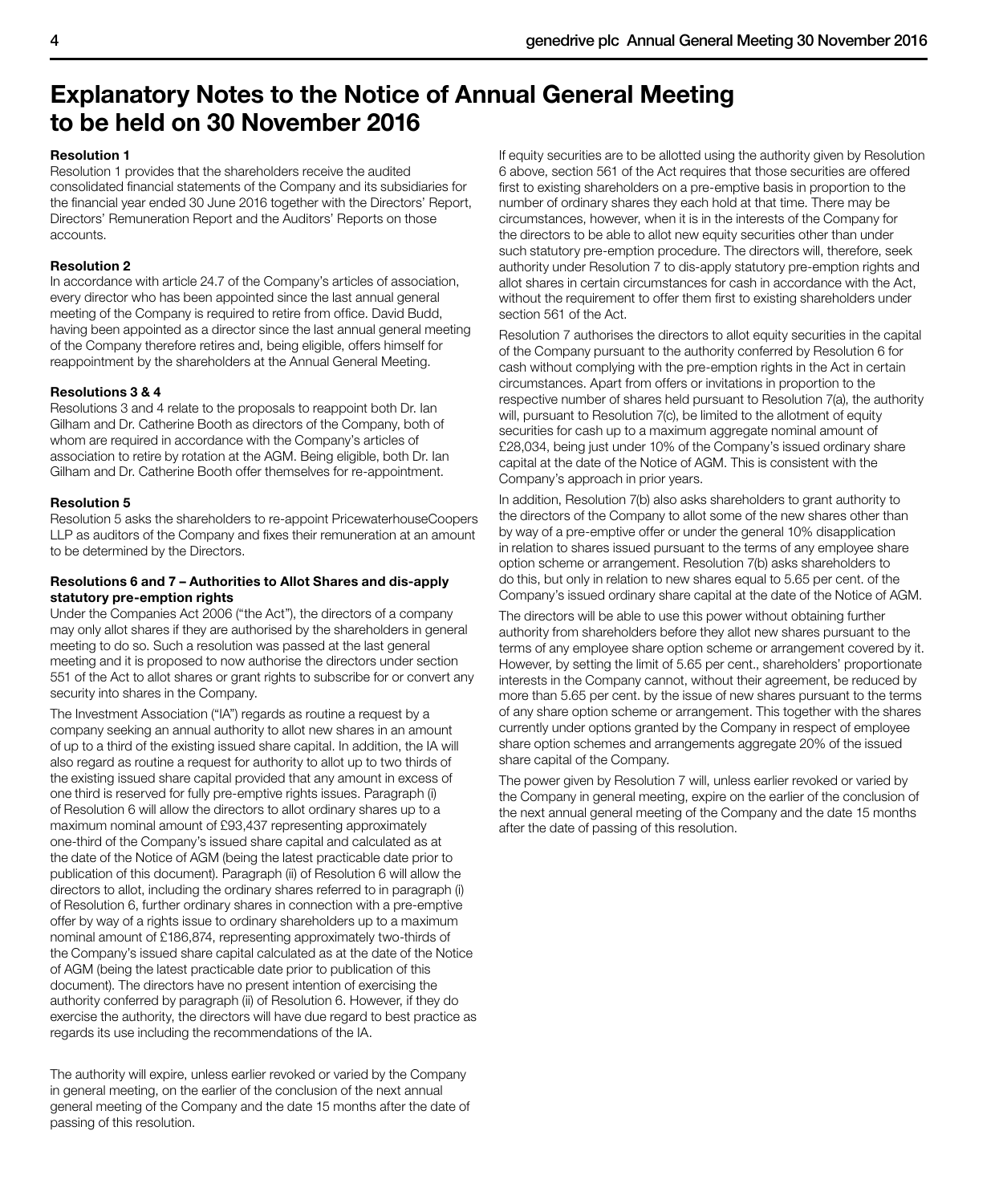# Explanatory Notes to the Notice of Annual General Meeting to be held on 30 November 2016

**Resolution 1**

Resolution 1 provides that the shareholders receive the audited consolidated financial statements of the Company and its subsidiaries for the financial year ended 30 June 2016 together with the Directors' Report, Directors' Remuneration Report and the Auditors' Reports on those accounts.

**Resolution 2**

In accordance with article 24.7 of the Company's articles of association, every director who has been appointed since the last annual general meeting of the Company is required to retire from office. David Budd, having been appointed as a director since the last annual general meeting of the Company therefore retires and, being eligible, offers himself for reappointment by the shareholders at the Annual General Meeting.

**Resolutions 3 & 4**

Resolutions 3 and 4 relate to the proposals to reappoint both Dr. Ian Gilham and Dr. Catherine Booth as directors of the Company, both of whom are required in accordance with the Company's articles of association to retire by rotation at the AGM. Being eligible, both Dr. Ian Gilham and Dr. Catherine Booth offer themselves for re-appointment.

**Resolution 5**

Resolution 5 asks the shareholders to re-appoint PricewaterhouseCoopers LLP as auditors of the Company and fixes their remuneration at an amount to be determined by the Directors.

**Resolutions 6 and 7 – Authorities to Allot Shares and dis-apply statutory pre-emption rights**

Under the Companies Act 2006 ("the Act"), the directors of a company may only allot shares if they are authorised by the shareholders in general meeting to do so. Such a resolution was passed at the last general meeting and it is proposed to now authorise the directors under section 551 of the Act to allot shares or grant rights to subscribe for or convert any security into shares in the Company.

The Investment Association ("IA") regards as routine a request by a company seeking an annual authority to allot new shares in an amount of up to a third of the existing issued share capital. In addition, the IA will also regard as routine a request for authority to allot up to two thirds of the existing issued share capital provided that any amount in excess of one third is reserved for fully pre-emptive rights issues. Paragraph (i) of Resolution 6 will allow the directors to allot ordinary shares up to a maximum nominal amount of £93,437 representing approximately one-third of the Company's issued share capital and calculated as at the date of the Notice of AGM (being the latest practicable date prior to publication of this document). Paragraph (ii) of Resolution 6 will allow the directors to allot, including the ordinary shares referred to in paragraph (i) of Resolution 6, further ordinary shares in connection with a pre-emptive offer by way of a rights issue to ordinary shareholders up to a maximum nominal amount of £186,874, representing approximately two-thirds of the Company's issued share capital calculated as at the date of the Notice of AGM (being the latest practicable date prior to publication of this document). The directors have no present intention of exercising the authority conferred by paragraph (ii) of Resolution 6. However, if they do exercise the authority, the directors will have due regard to best practice as regards its use including the recommendations of the IA.

The authority will expire, unless earlier revoked or varied by the Company in general meeting, on the earlier of the conclusion of the next annual general meeting of the Company and the date 15 months after the date of passing of this resolution.

If equity securities are to be allotted using the authority given by Resolution 6 above, section 561 of the Act requires that those securities are offered first to existing shareholders on a pre-emptive basis in proportion to the number of ordinary shares they each hold at that time. There may be circumstances, however, when it is in the interests of the Company for the directors to be able to allot new equity securities other than under such statutory pre-emption procedure. The directors will, therefore, seek authority under Resolution 7 to dis-apply statutory pre-emption rights and allot shares in certain circumstances for cash in accordance with the Act, without the requirement to offer them first to existing shareholders under section 561 of the Act.

Resolution 7 authorises the directors to allot equity securities in the capital of the Company pursuant to the authority conferred by Resolution 6 for cash without complying with the pre-emption rights in the Act in certain circumstances. Apart from offers or invitations in proportion to the respective number of shares held pursuant to Resolution 7(a), the authority will, pursuant to Resolution 7(c), be limited to the allotment of equity securities for cash up to a maximum aggregate nominal amount of £28,034, being just under 10% of the Company's issued ordinary share capital at the date of the Notice of AGM. This is consistent with the Company's approach in prior years.

In addition, Resolution 7(b) also asks shareholders to grant authority to the directors of the Company to allot some of the new shares other than by way of a pre-emptive offer or under the general 10% disapplication in relation to shares issued pursuant to the terms of any employee share option scheme or arrangement. Resolution 7(b) asks shareholders to do this, but only in relation to new shares equal to 5.65 per cent. of the Company's issued ordinary share capital at the date of the Notice of AGM.

The directors will be able to use this power without obtaining further authority from shareholders before they allot new shares pursuant to the terms of any employee share option scheme or arrangement covered by it. However, by setting the limit of 5.65 per cent., shareholders' proportionate interests in the Company cannot, without their agreement, be reduced by more than 5.65 per cent. by the issue of new shares pursuant to the terms of any share option scheme or arrangement. This together with the shares currently under options granted by the Company in respect of employee share option schemes and arrangements aggregate 20% of the issued share capital of the Company.

The power given by Resolution 7 will, unless earlier revoked or varied by the Company in general meeting, expire on the earlier of the conclusion of the next annual general meeting of the Company and the date 15 months after the date of passing of this resolution.